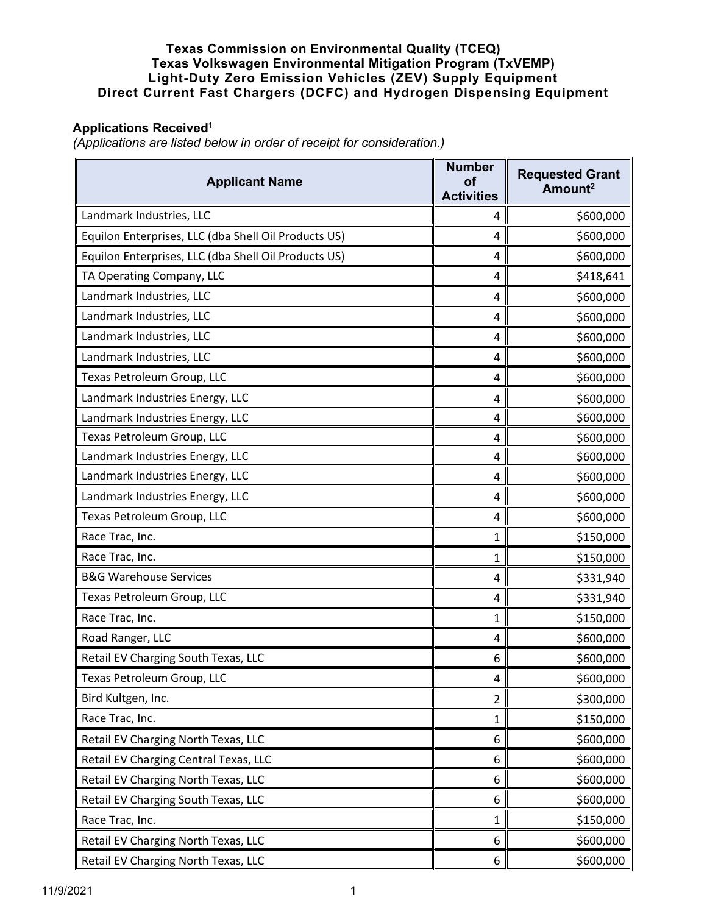# Texas Commission on Environmental Quality (TCEQ)
## Texas Volkswagen Environmental Mitigation Program (TxVEMP)
## Light-Duty Zero Emission Vehicles (ZEV) Supply Equipment
## Direct Current Fast Chargers (DCFC) and Hydrogen Dispensing Equipment

**Applications Received**[1]

*(Applications are listed below in order of receipt for consideration.)*

| Applicant Name | Number of Activities | Requested Grant Amount[2] |
|---|---|---|
| Landmark Industries, LLC | 4 | $600,000 |
| Equilon Enterprises, LLC (dba Shell Oil Products US) | 4 | $600,000 |
| Equilon Enterprises, LLC (dba Shell Oil Products US) | 4 | $600,000 |
| TA Operating Company, LLC | 4 | $418,641 |
| Landmark Industries, LLC | 4 | $600,000 |
| Landmark Industries, LLC | 4 | $600,000 |
| Landmark Industries, LLC | 4 | $600,000 |
| Landmark Industries, LLC | 4 | $600,000 |
| Texas Petroleum Group, LLC | 4 | $600,000 |
| Landmark Industries Energy, LLC | 4 | $600,000 |
| Landmark Industries Energy, LLC | 4 | $600,000 |
| Texas Petroleum Group, LLC | 4 | $600,000 |
| Landmark Industries Energy, LLC | 4 | $600,000 |
| Landmark Industries Energy, LLC | 4 | $600,000 |
| Landmark Industries Energy, LLC | 4 | $600,000 |
| Texas Petroleum Group, LLC | 4 | $600,000 |
| Race Trac, Inc. | 1 | $150,000 |
| Race Trac, Inc. | 1 | $150,000 |
| B&G Warehouse Services | 4 | $331,940 |
| Texas Petroleum Group, LLC | 4 | $331,940 |
| Race Trac, Inc. | 1 | $150,000 |
| Road Ranger, LLC | 4 | $600,000 |
| Retail EV Charging South Texas, LLC | 6 | $600,000 |
| Texas Petroleum Group, LLC | 4 | $600,000 |
| Bird Kultgen, Inc. | 2 | $300,000 |
| Race Trac, Inc. | 1 | $150,000 |
| Retail EV Charging North Texas, LLC | 6 | $600,000 |
| Retail EV Charging Central Texas, LLC | 6 | $600,000 |
| Retail EV Charging North Texas, LLC | 6 | $600,000 |
| Retail EV Charging South Texas, LLC | 6 | $600,000 |
| Race Trac, Inc. | 1 | $150,000 |
| Retail EV Charging North Texas, LLC | 6 | $600,000 |
| Retail EV Charging North Texas, LLC | 6 | $600,000 |

11/9/2021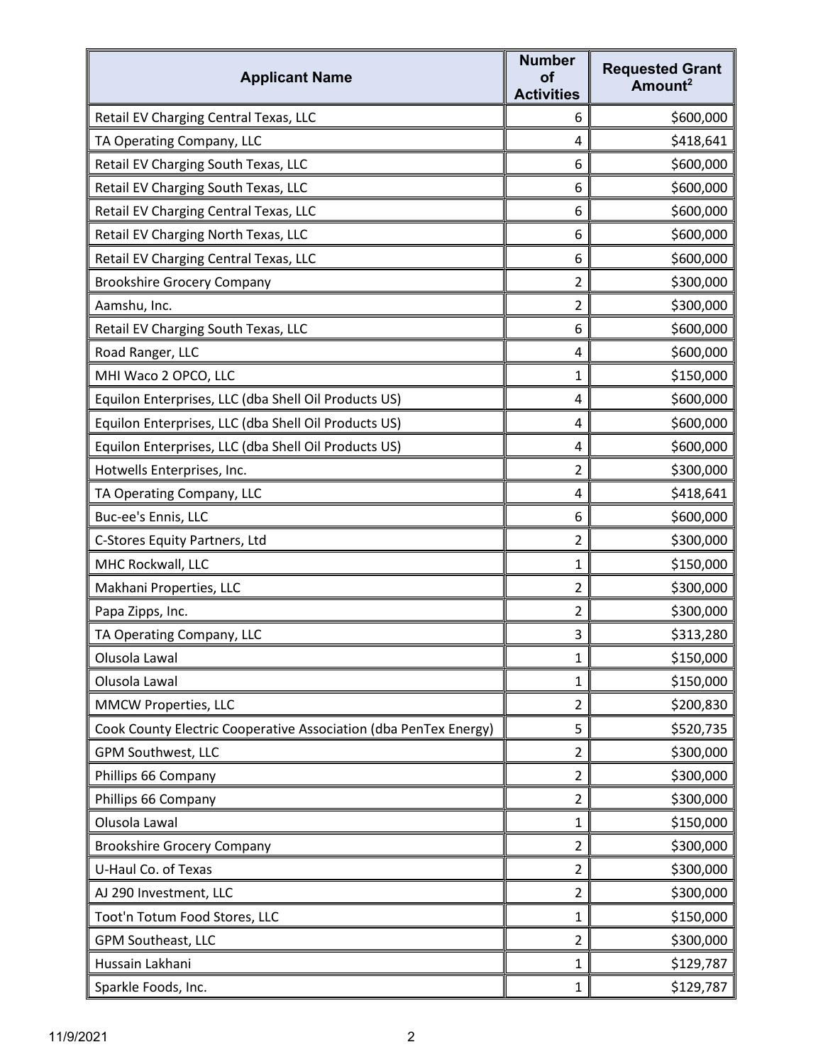| Applicant Name | Number of Activities | Requested Grant Amount[2] |
|---|---|---|
| Retail EV Charging Central Texas, LLC | 6 | $600,000 |
| TA Operating Company, LLC | 4 | $418,641 |
| Retail EV Charging South Texas, LLC | 6 | $600,000 |
| Retail EV Charging South Texas, LLC | 6 | $600,000 |
| Retail EV Charging Central Texas, LLC | 6 | $600,000 |
| Retail EV Charging North Texas, LLC | 6 | $600,000 |
| Retail EV Charging Central Texas, LLC | 6 | $600,000 |
| Brookshire Grocery Company | 2 | $300,000 |
| Aamshu, Inc. | 2 | $300,000 |
| Retail EV Charging South Texas, LLC | 6 | $600,000 |
| Road Ranger, LLC | 4 | $600,000 |
| MHI Waco 2 OPCO, LLC | 1 | $150,000 |
| Equilon Enterprises, LLC (dba Shell Oil Products US) | 4 | $600,000 |
| Equilon Enterprises, LLC (dba Shell Oil Products US) | 4 | $600,000 |
| Equilon Enterprises, LLC (dba Shell Oil Products US) | 4 | $600,000 |
| Hotwells Enterprises, Inc. | 2 | $300,000 |
| TA Operating Company, LLC | 4 | $418,641 |
| Buc-ee's Ennis, LLC | 6 | $600,000 |
| C-Stores Equity Partners, Ltd | 2 | $300,000 |
| MHC Rockwall, LLC | 1 | $150,000 |
| Makhani Properties, LLC | 2 | $300,000 |
| Papa Zipps, Inc. | 2 | $300,000 |
| TA Operating Company, LLC | 3 | $313,280 |
| Olusola Lawal | 1 | $150,000 |
| Olusola Lawal | 1 | $150,000 |
| MMCW Properties, LLC | 2 | $200,830 |
| Cook County Electric Cooperative Association (dba PenTex Energy) | 5 | $520,735 |
| GPM Southwest, LLC | 2 | $300,000 |
| Phillips 66 Company | 2 | $300,000 |
| Phillips 66 Company | 2 | $300,000 |
| Olusola Lawal | 1 | $150,000 |
| Brookshire Grocery Company | 2 | $300,000 |
| U-Haul Co. of Texas | 2 | $300,000 |
| AJ 290 Investment, LLC | 2 | $300,000 |
| Toot'n Totum Food Stores, LLC | 1 | $150,000 |
| GPM Southeast, LLC | 2 | $300,000 |
| Hussain Lakhani | 1 | $129,787 |
| Sparkle Foods, Inc. | 1 | $129,787 |

11/9/2021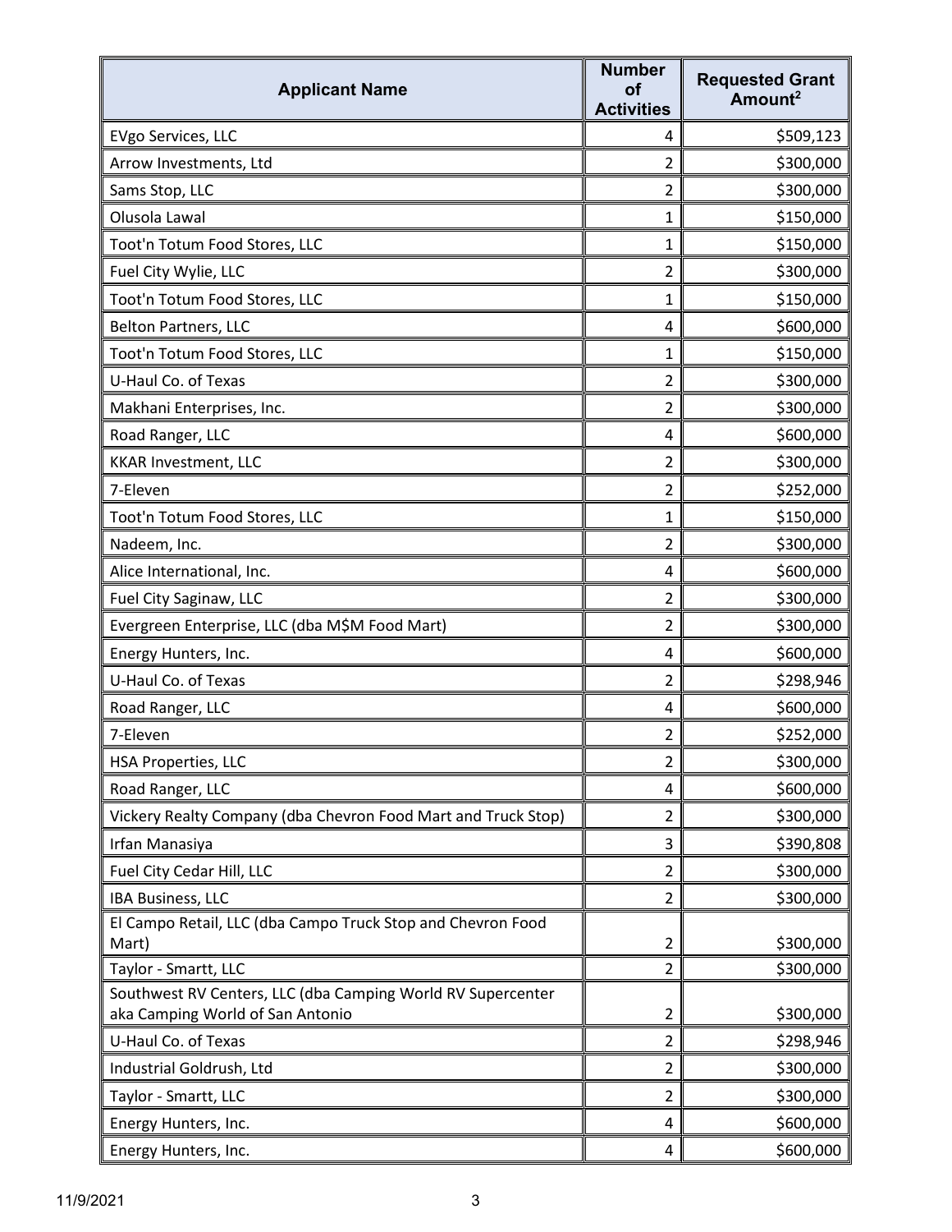| Applicant Name | Number of Activities | Requested Grant Amount[2] |
|---|---|---|
| EVgo Services, LLC | 4 | $509,123 |
| Arrow Investments, Ltd | 2 | $300,000 |
| Sams Stop, LLC | 2 | $300,000 |
| Olusola Lawal | 1 | $150,000 |
| Toot'n Totum Food Stores, LLC | 1 | $150,000 |
| Fuel City Wylie, LLC | 2 | $300,000 |
| Toot'n Totum Food Stores, LLC | 1 | $150,000 |
| Belton Partners, LLC | 4 | $600,000 |
| Toot'n Totum Food Stores, LLC | 1 | $150,000 |
| U-Haul Co. of Texas | 2 | $300,000 |
| Makhani Enterprises, Inc. | 2 | $300,000 |
| Road Ranger, LLC | 4 | $600,000 |
| KKAR Investment, LLC | 2 | $300,000 |
| 7-Eleven | 2 | $252,000 |
| Toot'n Totum Food Stores, LLC | 1 | $150,000 |
| Nadeem, Inc. | 2 | $300,000 |
| Alice International, Inc. | 4 | $600,000 |
| Fuel City Saginaw, LLC | 2 | $300,000 |
| Evergreen Enterprise, LLC (dba M$M Food Mart) | 2 | $300,000 |
| Energy Hunters, Inc. | 4 | $600,000 |
| U-Haul Co. of Texas | 2 | $298,946 |
| Road Ranger, LLC | 4 | $600,000 |
| 7-Eleven | 2 | $252,000 |
| HSA Properties, LLC | 2 | $300,000 |
| Road Ranger, LLC | 4 | $600,000 |
| Vickery Realty Company (dba Chevron Food Mart and Truck Stop) | 2 | $300,000 |
| Irfan Manasiya | 3 | $390,808 |
| Fuel City Cedar Hill, LLC | 2 | $300,000 |
| IBA Business, LLC | 2 | $300,000 |
| El Campo Retail, LLC (dba Campo Truck Stop and Chevron Food Mart) | 2 | $300,000 |
| Taylor - Smartt, LLC | 2 | $300,000 |
| Southwest RV Centers, LLC (dba Camping World RV Supercenter aka Camping World of San Antonio | 2 | $300,000 |
| U-Haul Co. of Texas | 2 | $298,946 |
| Industrial Goldrush, Ltd | 2 | $300,000 |
| Taylor - Smartt, LLC | 2 | $300,000 |
| Energy Hunters, Inc. | 4 | $600,000 |
| Energy Hunters, Inc. | 4 | $600,000 |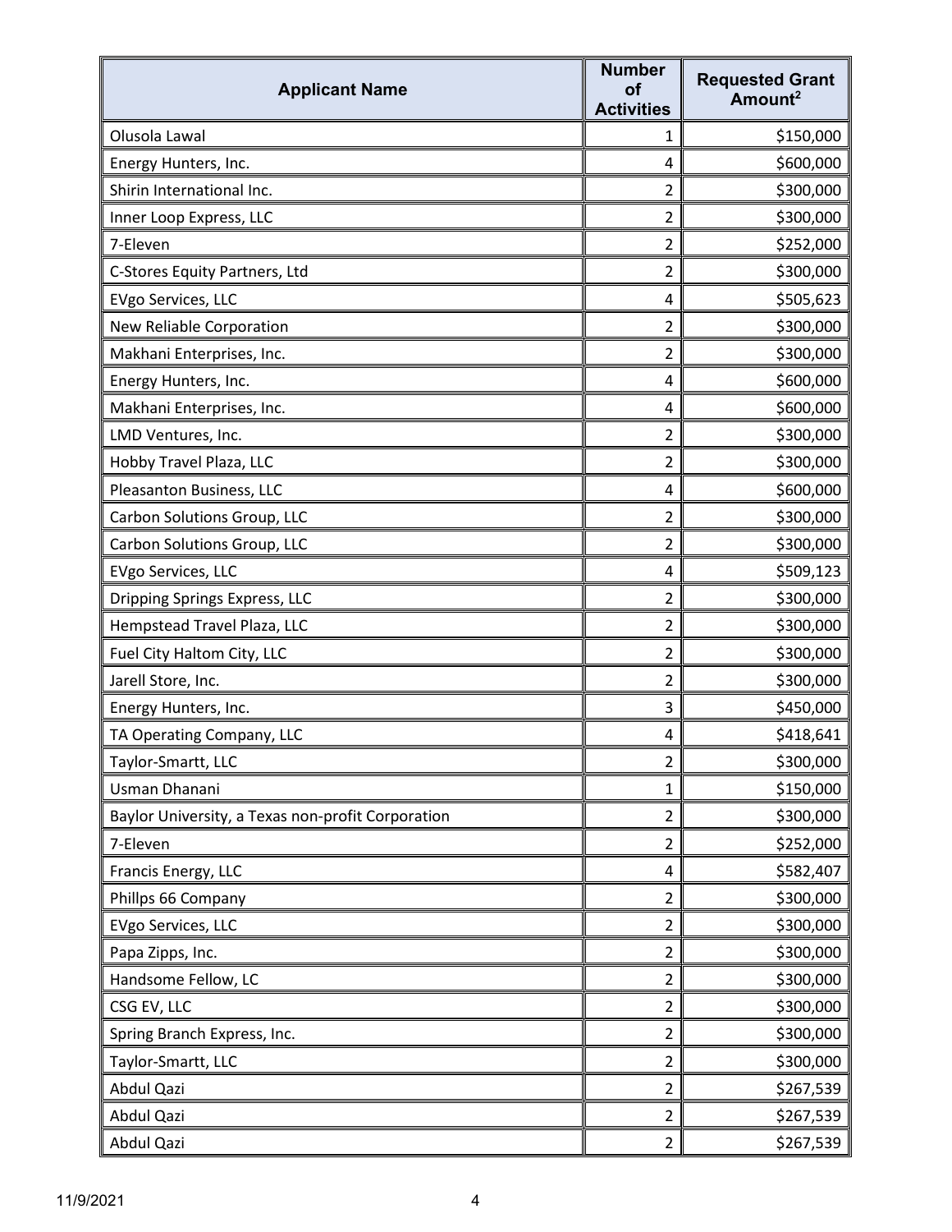| Applicant Name | Number of Activities | Requested Grant Amount[2] |
|---|---|---|
| Olusola Lawal | 1 | $150,000 |
| Energy Hunters, Inc. | 4 | $600,000 |
| Shirin International Inc. | 2 | $300,000 |
| Inner Loop Express, LLC | 2 | $300,000 |
| 7-Eleven | 2 | $252,000 |
| C-Stores Equity Partners, Ltd | 2 | $300,000 |
| EVgo Services, LLC | 4 | $505,623 |
| New Reliable Corporation | 2 | $300,000 |
| Makhani Enterprises, Inc. | 2 | $300,000 |
| Energy Hunters, Inc. | 4 | $600,000 |
| Makhani Enterprises, Inc. | 4 | $600,000 |
| LMD Ventures, Inc. | 2 | $300,000 |
| Hobby Travel Plaza, LLC | 2 | $300,000 |
| Pleasanton Business, LLC | 4 | $600,000 |
| Carbon Solutions Group, LLC | 2 | $300,000 |
| Carbon Solutions Group, LLC | 2 | $300,000 |
| EVgo Services, LLC | 4 | $509,123 |
| Dripping Springs Express, LLC | 2 | $300,000 |
| Hempstead Travel Plaza, LLC | 2 | $300,000 |
| Fuel City Haltom City, LLC | 2 | $300,000 |
| Jarell Store, Inc. | 2 | $300,000 |
| Energy Hunters, Inc. | 3 | $450,000 |
| TA Operating Company, LLC | 4 | $418,641 |
| Taylor-Smartt, LLC | 2 | $300,000 |
| Usman Dhanani | 1 | $150,000 |
| Baylor University, a Texas non-profit Corporation | 2 | $300,000 |
| 7-Eleven | 2 | $252,000 |
| Francis Energy, LLC | 4 | $582,407 |
| Phillps 66 Company | 2 | $300,000 |
| EVgo Services, LLC | 2 | $300,000 |
| Papa Zipps, Inc. | 2 | $300,000 |
| Handsome Fellow, LC | 2 | $300,000 |
| CSG EV, LLC | 2 | $300,000 |
| Spring Branch Express, Inc. | 2 | $300,000 |
| Taylor-Smartt, LLC | 2 | $300,000 |
| Abdul Qazi | 2 | $267,539 |
| Abdul Qazi | 2 | $267,539 |
| Abdul Qazi | 2 | $267,539 |

11/9/2021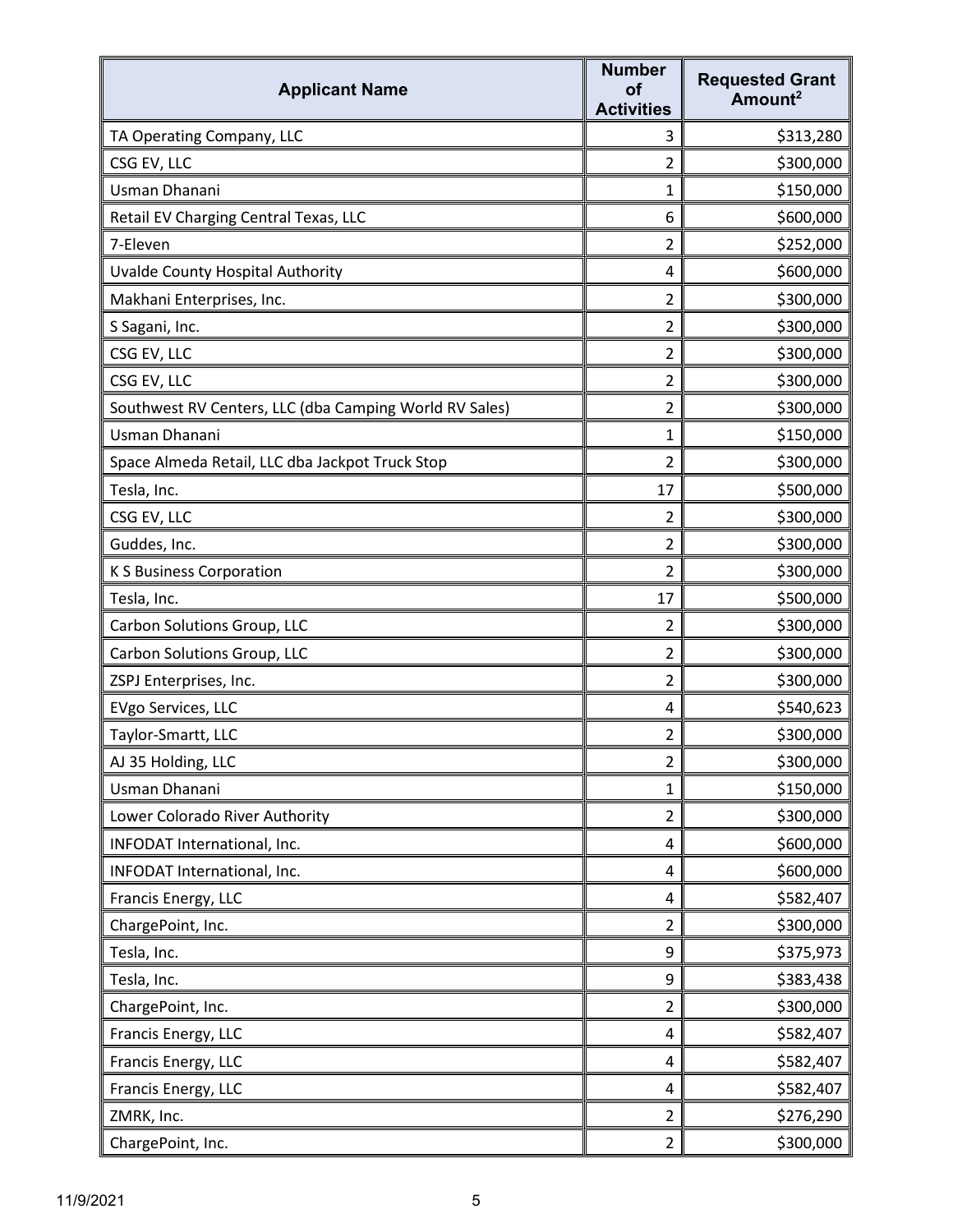| Applicant Name | Number of Activities | Requested Grant Amount[2] |
| --- | --- | --- |
| TA Operating Company, LLC | 3 | $313,280 |
| CSG EV, LLC | 2 | $300,000 |
| Usman Dhanani | 1 | $150,000 |
| Retail EV Charging Central Texas, LLC | 6 | $600,000 |
| 7-Eleven | 2 | $252,000 |
| Uvalde County Hospital Authority | 4 | $600,000 |
| Makhani Enterprises, Inc. | 2 | $300,000 |
| S Sagani, Inc. | 2 | $300,000 |
| CSG EV, LLC | 2 | $300,000 |
| CSG EV, LLC | 2 | $300,000 |
| Southwest RV Centers, LLC (dba Camping World RV Sales) | 2 | $300,000 |
| Usman Dhanani | 1 | $150,000 |
| Space Almeda Retail, LLC dba Jackpot Truck Stop | 2 | $300,000 |
| Tesla, Inc. | 17 | $500,000 |
| CSG EV, LLC | 2 | $300,000 |
| Guddes, Inc. | 2 | $300,000 |
| K S Business Corporation | 2 | $300,000 |
| Tesla, Inc. | 17 | $500,000 |
| Carbon Solutions Group, LLC | 2 | $300,000 |
| Carbon Solutions Group, LLC | 2 | $300,000 |
| ZSPJ Enterprises, Inc. | 2 | $300,000 |
| EVgo Services, LLC | 4 | $540,623 |
| Taylor-Smartt, LLC | 2 | $300,000 |
| AJ 35 Holding, LLC | 2 | $300,000 |
| Usman Dhanani | 1 | $150,000 |
| Lower Colorado River Authority | 2 | $300,000 |
| INFODAT International, Inc. | 4 | $600,000 |
| INFODAT International, Inc. | 4 | $600,000 |
| Francis Energy, LLC | 4 | $582,407 |
| ChargePoint, Inc. | 2 | $300,000 |
| Tesla, Inc. | 9 | $375,973 |
| Tesla, Inc. | 9 | $383,438 |
| ChargePoint, Inc. | 2 | $300,000 |
| Francis Energy, LLC | 4 | $582,407 |
| Francis Energy, LLC | 4 | $582,407 |
| Francis Energy, LLC | 4 | $582,407 |
| ZMRK, Inc. | 2 | $276,290 |
| ChargePoint, Inc. | 2 | $300,000 |

11/9/2021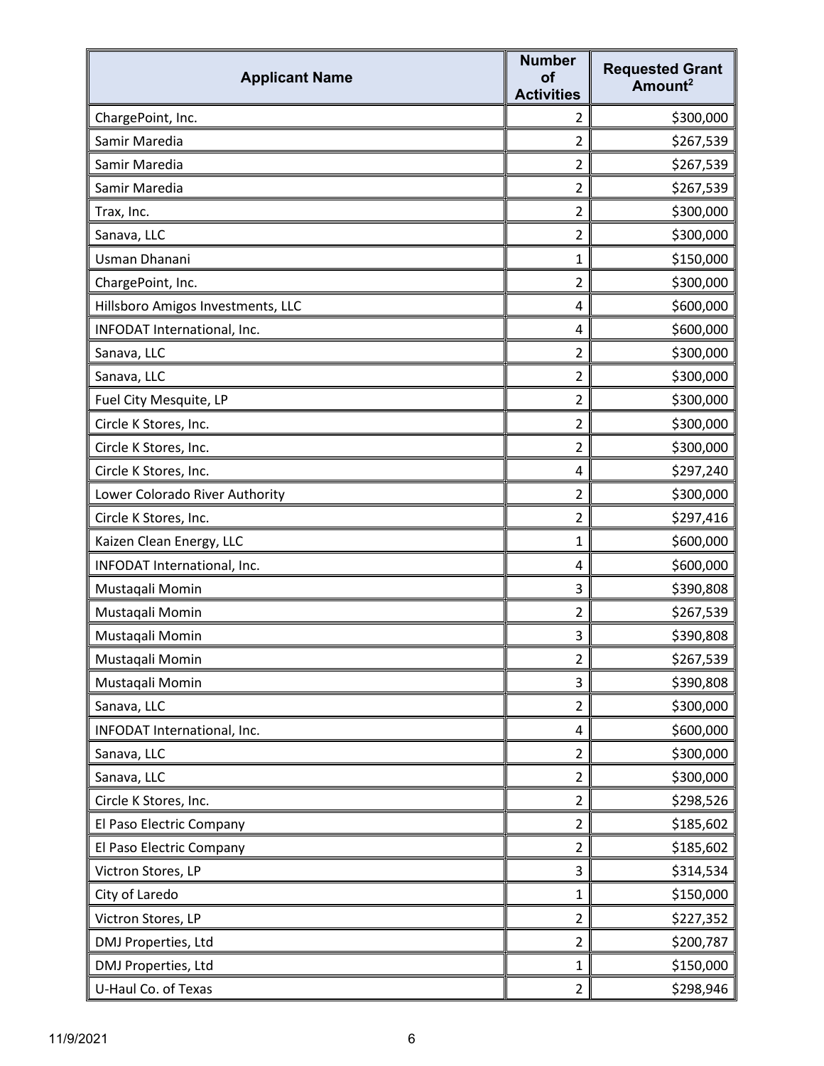| Applicant Name | Number of Activities | Requested Grant Amount[2] |
|---|---|---|
| ChargePoint, Inc. | 2 | $300,000 |
| Samir Maredia | 2 | $267,539 |
| Samir Maredia | 2 | $267,539 |
| Samir Maredia | 2 | $267,539 |
| Trax, Inc. | 2 | $300,000 |
| Sanava, LLC | 2 | $300,000 |
| Usman Dhanani | 1 | $150,000 |
| ChargePoint, Inc. | 2 | $300,000 |
| Hillsboro Amigos Investments, LLC | 4 | $600,000 |
| INFODAT International, Inc. | 4 | $600,000 |
| Sanava, LLC | 2 | $300,000 |
| Sanava, LLC | 2 | $300,000 |
| Fuel City Mesquite, LP | 2 | $300,000 |
| Circle K Stores, Inc. | 2 | $300,000 |
| Circle K Stores, Inc. | 2 | $300,000 |
| Circle K Stores, Inc. | 4 | $297,240 |
| Lower Colorado River Authority | 2 | $300,000 |
| Circle K Stores, Inc. | 2 | $297,416 |
| Kaizen Clean Energy, LLC | 1 | $600,000 |
| INFODAT International, Inc. | 4 | $600,000 |
| Mustaqali Momin | 3 | $390,808 |
| Mustaqali Momin | 2 | $267,539 |
| Mustaqali Momin | 3 | $390,808 |
| Mustaqali Momin | 2 | $267,539 |
| Mustaqali Momin | 3 | $390,808 |
| Sanava, LLC | 2 | $300,000 |
| INFODAT International, Inc. | 4 | $600,000 |
| Sanava, LLC | 2 | $300,000 |
| Sanava, LLC | 2 | $300,000 |
| Circle K Stores, Inc. | 2 | $298,526 |
| El Paso Electric Company | 2 | $185,602 |
| El Paso Electric Company | 2 | $185,602 |
| Victron Stores, LP | 3 | $314,534 |
| City of Laredo | 1 | $150,000 |
| Victron Stores, LP | 2 | $227,352 |
| DMJ Properties, Ltd | 2 | $200,787 |
| DMJ Properties, Ltd | 1 | $150,000 |
| U-Haul Co. of Texas | 2 | $298,946 |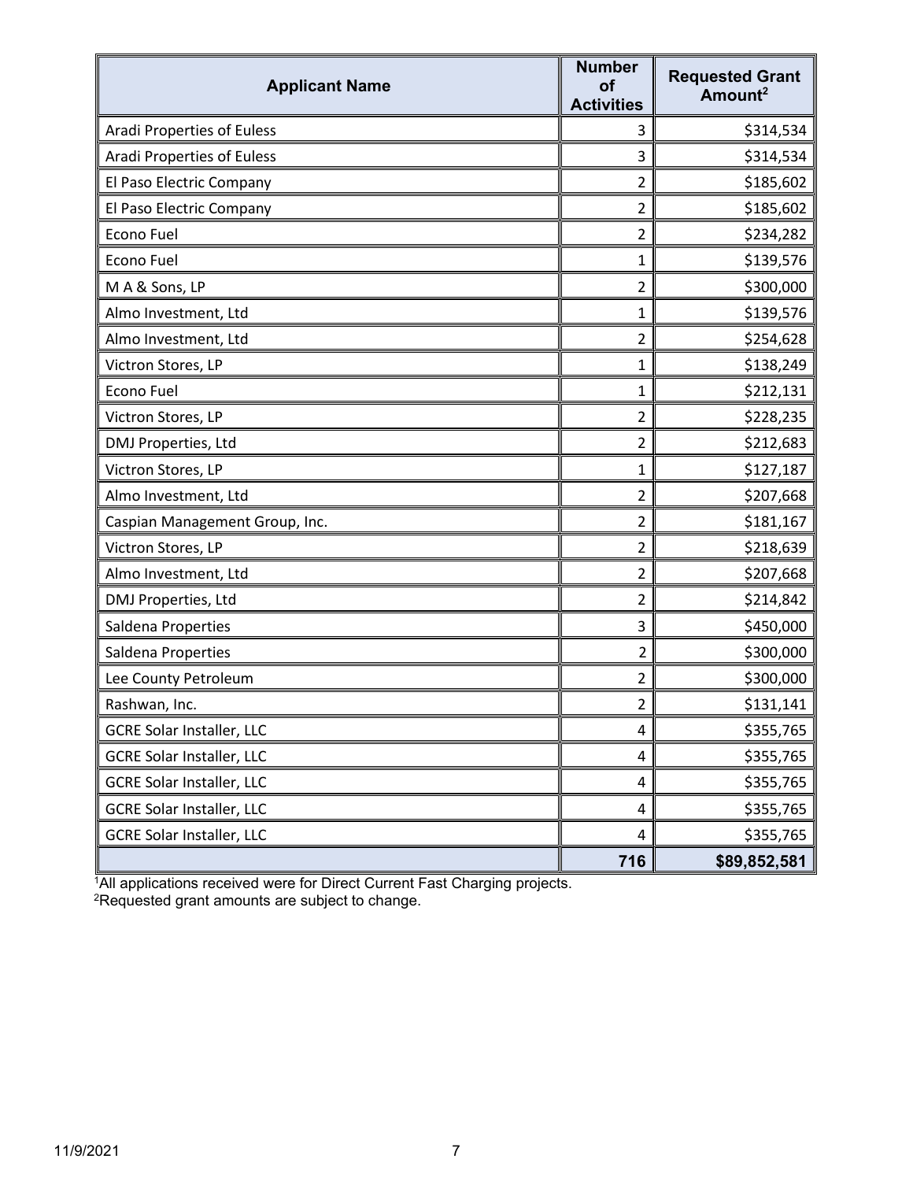| Applicant Name | Number of Activities | Requested Grant Amount[2] |
|---|---|---|
| Aradi Properties of Euless | 3 | $314,534 |
| Aradi Properties of Euless | 3 | $314,534 |
| El Paso Electric Company | 2 | $185,602 |
| El Paso Electric Company | 2 | $185,602 |
| Econo Fuel | 2 | $234,282 |
| Econo Fuel | 1 | $139,576 |
| M A & Sons, LP | 2 | $300,000 |
| Almo Investment, Ltd | 1 | $139,576 |
| Almo Investment, Ltd | 2 | $254,628 |
| Victron Stores, LP | 1 | $138,249 |
| Econo Fuel | 1 | $212,131 |
| Victron Stores, LP | 2 | $228,235 |
| DMJ Properties, Ltd | 2 | $212,683 |
| Victron Stores, LP | 1 | $127,187 |
| Almo Investment, Ltd | 2 | $207,668 |
| Caspian Management Group, Inc. | 2 | $181,167 |
| Victron Stores, LP | 2 | $218,639 |
| Almo Investment, Ltd | 2 | $207,668 |
| DMJ Properties, Ltd | 2 | $214,842 |
| Saldena Properties | 3 | $450,000 |
| Saldena Properties | 2 | $300,000 |
| Lee County Petroleum | 2 | $300,000 |
| Rashwan, Inc. | 2 | $131,141 |
| GCRE Solar Installer, LLC | 4 | $355,765 |
| GCRE Solar Installer, LLC | 4 | $355,765 |
| GCRE Solar Installer, LLC | 4 | $355,765 |
| GCRE Solar Installer, LLC | 4 | $355,765 |
| GCRE Solar Installer, LLC | 4 | $355,765 |
| | **716** | **$89,852,581** |

[1]All applications received were for Direct Current Fast Charging projects.
[2]Requested grant amounts are subject to change.

11/9/2021